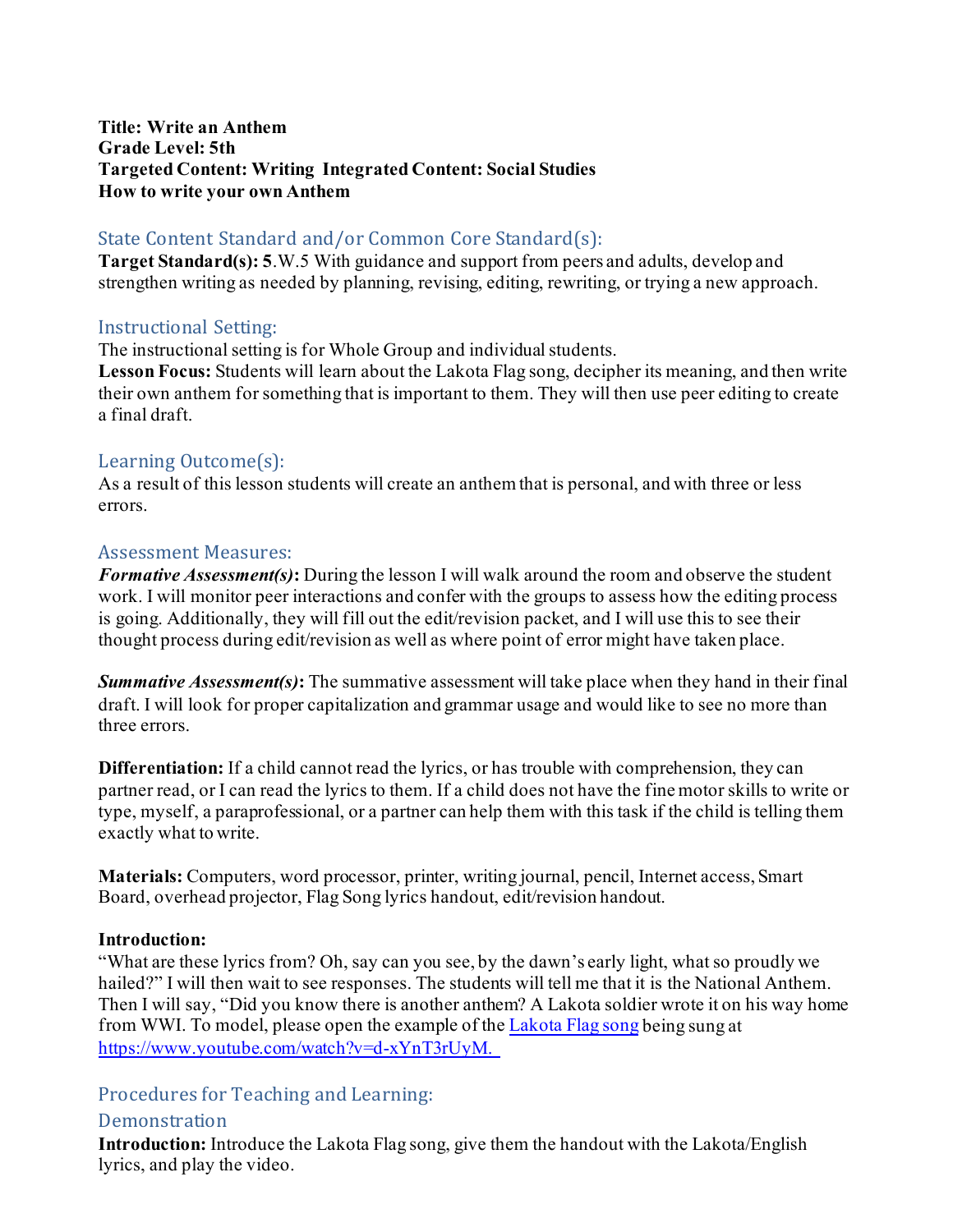**Title: Write an Anthem**
**Grade Level: 5th**
**Targeted Content: Writing Integrated Content: Social Studies**
**How to write your own Anthem**

## State Content Standard and/or Common Core Standard(s):

**Target Standard(s): 5**.W.5 With guidance and support from peers and adults, develop and strengthen writing as needed by planning, revising, editing, rewriting, or trying a new approach.

## Instructional Setting:

The instructional setting is for Whole Group and individual students.
**Lesson Focus:** Students will learn about the Lakota Flag song, decipher its meaning, and then write their own anthem for something that is important to them. They will then use peer editing to create a final draft.

## Learning Outcome(s):

As a result of this lesson students will create an anthem that is personal, and with three or less errors.

## Assessment Measures:

***Formative Assessment(s)*:** During the lesson I will walk around the room and observe the student work. I will monitor peer interactions and confer with the groups to assess how the editing process is going. Additionally, they will fill out the edit/revision packet, and I will use this to see their thought process during edit/revision as well as where point of error might have taken place.

***Summative Assessment(s)*:** The summative assessment will take place when they hand in their final draft. I will look for proper capitalization and grammar usage and would like to see no more than three errors.

**Differentiation:** If a child cannot read the lyrics, or has trouble with comprehension, they can partner read, or I can read the lyrics to them. If a child does not have the fine motor skills to write or type, myself, a paraprofessional, or a partner can help them with this task if the child is telling them exactly what to write.

**Materials:** Computers, word processor, printer, writing journal, pencil, Internet access, Smart Board, overhead projector, Flag Song lyrics handout, edit/revision handout.

**Introduction:**
"What are these lyrics from? Oh, say can you see, by the dawn's early light, what so proudly we hailed?" I will then wait to see responses. The students will tell me that it is the National Anthem. Then I will say, "Did you know there is another anthem? A Lakota soldier wrote it on his way home from WWI. To model, please open the example of the [Lakota Flag song](https://www.youtube.com/watch?v=d-xYnT3rUyM) being sung at https://www.youtube.com/watch?v=d-xYnT3rUyM.

## Procedures for Teaching and Learning:

### Demonstration

**Introduction:** Introduce the Lakota Flag song, give them the handout with the Lakota/English lyrics, and play the video.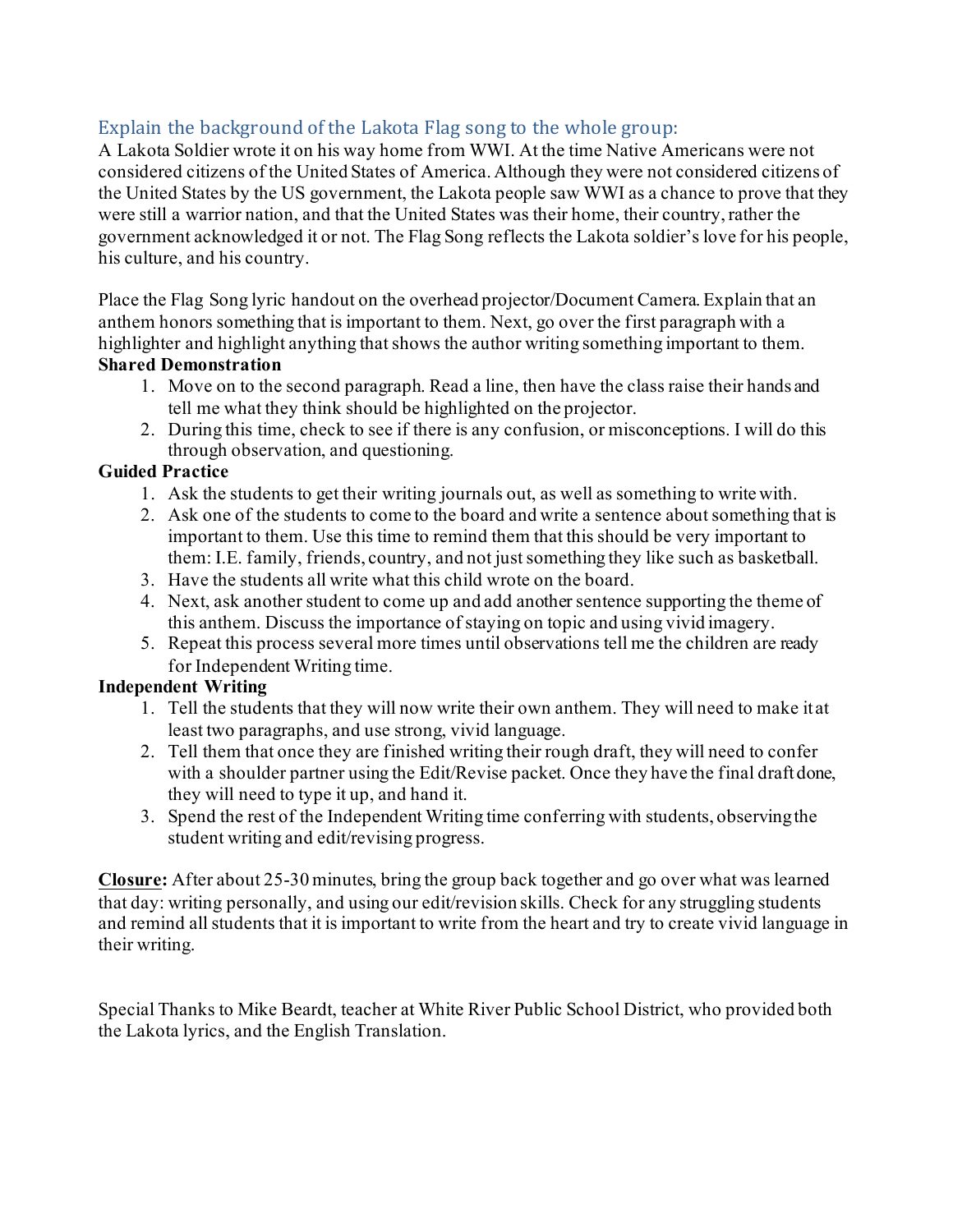## Explain the background of the Lakota Flag song to the whole group:

A Lakota Soldier wrote it on his way home from WWI. At the time Native Americans were not considered citizens of the United States of America. Although they were not considered citizens of the United States by the US government, the Lakota people saw WWI as a chance to prove that they were still a warrior nation, and that the United States was their home, their country, rather the government acknowledged it or not. The Flag Song reflects the Lakota soldier's love for his people, his culture, and his country.

Place the Flag Song lyric handout on the overhead projector/Document Camera. Explain that an anthem honors something that is important to them. Next, go over the first paragraph with a highlighter and highlight anything that shows the author writing something important to them.

**Shared Demonstration**

1. Move on to the second paragraph. Read a line, then have the class raise their hands and tell me what they think should be highlighted on the projector.
2. During this time, check to see if there is any confusion, or misconceptions. I will do this through observation, and questioning.

**Guided Practice**

1. Ask the students to get their writing journals out, as well as something to write with.
2. Ask one of the students to come to the board and write a sentence about something that is important to them. Use this time to remind them that this should be very important to them: I.E. family, friends, country, and not just something they like such as basketball.
3. Have the students all write what this child wrote on the board.
4. Next, ask another student to come up and add another sentence supporting the theme of this anthem. Discuss the importance of staying on topic and using vivid imagery.
5. Repeat this process several more times until observations tell me the children are ready for Independent Writing time.

**Independent Writing**

1. Tell the students that they will now write their own anthem. They will need to make it at least two paragraphs, and use strong, vivid language.
2. Tell them that once they are finished writing their rough draft, they will need to confer with a shoulder partner using the Edit/Revise packet. Once they have the final draft done, they will need to type it up, and hand it.
3. Spend the rest of the Independent Writing time conferring with students, observing the student writing and edit/revising progress.

**<u>Closure</u>:** After about 25-30 minutes, bring the group back together and go over what was learned that day: writing personally, and using our edit/revision skills. Check for any struggling students and remind all students that it is important to write from the heart and try to create vivid language in their writing.

Special Thanks to Mike Beardt, teacher at White River Public School District, who provided both the Lakota lyrics, and the English Translation.